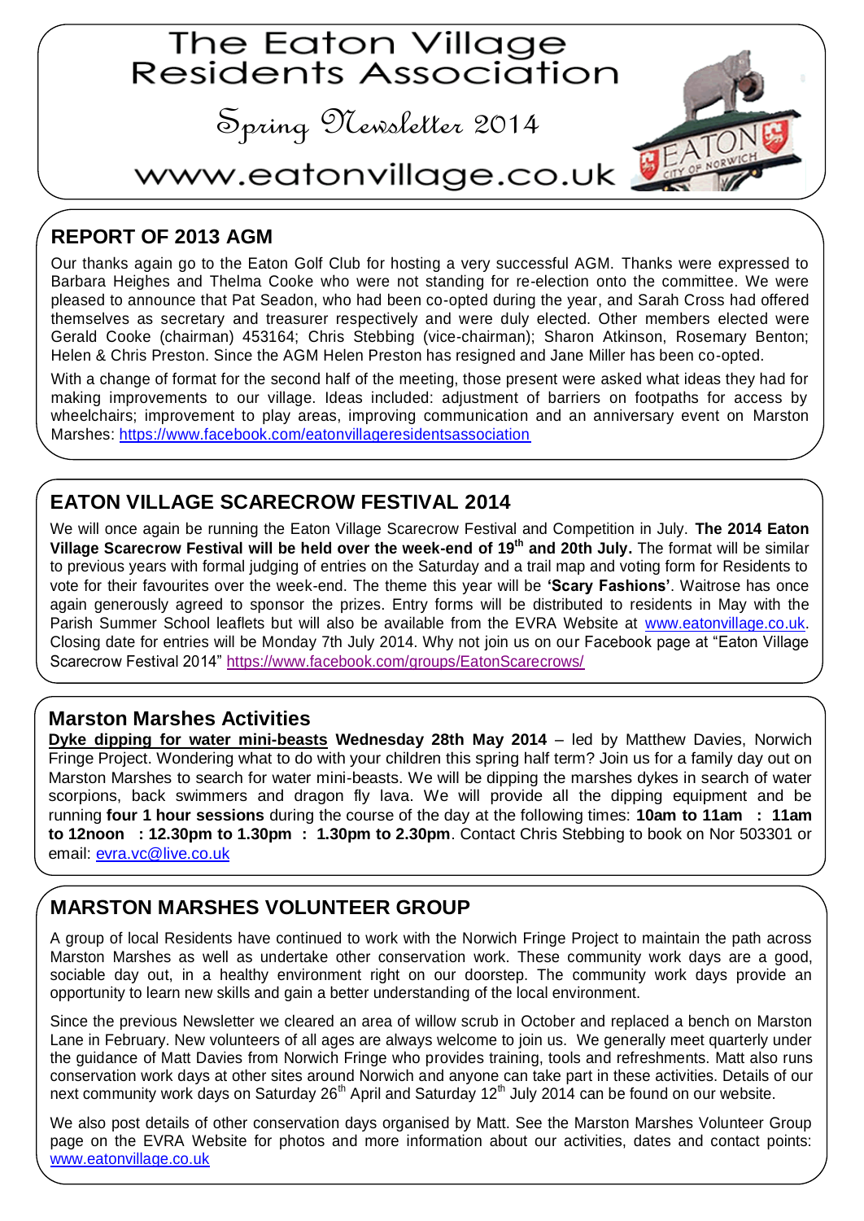# The Eaton Village Residents Association

## Spring Newsletter 2014

## www.eatonvillage.co.uk

## REPORT OF 2013 AGM

Our thanks again go to the Eaton Golf Club for hosting a very successful AGM. Thanks were expressed to Barbara Heighes and Thelma Cooke who were not standing for re-election onto the committee. We were pleased to announce that Pat Seadon, who had been co-opted during the year, and Sarah Cross had offered themselves as secretary and treasurer respectively and were duly elected. Other members elected were Gerald Cooke (chairman) 453164; Chris Stebbing (vice-chairman); Sharon Atkinson, Rosemary Benton; Helen & Chris Preston. Since the AGM Helen Preston has resigned and Jane Miller has been co-opted.

With a change of format for the second half of the meeting, those present were asked what ideas they had for making improvements to our village. Ideas included: adjustment of barriers on footpaths for access by wheelchairs; improvement to play areas, improving communication and an anniversary event on Marston Marshes: https://www.facebook.com/eatonvillageresidentsassociation

## EATON VILLAGE SCARECROW FESTIVAL 2014

We will once again be running the Eaton Village Scarecrow Festival and Competition in July. **The 2014 Eaton Village Scarecrow Festival will be held over the week-end of 19th and 20th July.** The format will be similar to previous years with formal judging of entries on the Saturday and a trail map and voting form for Residents to vote for their favourites over the week-end. The theme this year will be **'Scary Fashions'**. Waitrose has once again generously agreed to sponsor the prizes. Entry forms will be distributed to residents in May with the Parish Summer School leaflets but will also be available from the EVRA Website at www.eatonvillage.co.uk. Closing date for entries will be Monday 7th July 2014. Why not join us on our Facebook page at "Eaton Village Scarecrow Festival 2014" https://www.facebook.com/groups/EatonScarecrows/

## Marston Marshes Activities

**Dyke dipping for water mini-beasts Wednesday 28th May 2014** – led by Matthew Davies, Norwich Fringe Project. Wondering what to do with your children this spring half term? Join us for a family day out on Marston Marshes to search for water mini-beasts. We will be dipping the marshes dykes in search of water scorpions, back swimmers and dragon fly lava. We will provide all the dipping equipment and be running **four 1 hour sessions** during the course of the day at the following times: **10am to 11am : 11am to 12noon : 12.30pm to 1.30pm : 1.30pm to 2.30pm**. Contact Chris Stebbing to book on Nor 503301 or email: evra.vc@live.co.uk

## MARSTON MARSHES VOLUNTEER GROUP

A group of local Residents have continued to work with the Norwich Fringe Project to maintain the path across Marston Marshes as well as undertake other conservation work. These community work days are a good, sociable day out, in a healthy environment right on our doorstep. The community work days provide an opportunity to learn new skills and gain a better understanding of the local environment.

Since the previous Newsletter we cleared an area of willow scrub in October and replaced a bench on Marston Lane in February. New volunteers of all ages are always welcome to join us. We generally meet quarterly under the guidance of Matt Davies from Norwich Fringe who provides training, tools and refreshments. Matt also runs conservation work days at other sites around Norwich and anyone can take part in these activities. Details of our next community work days on Saturday 26th April and Saturday 12th July 2014 can be found on our website.

We also post details of other conservation days organised by Matt. See the Marston Marshes Volunteer Group page on the EVRA Website for photos and more information about our activities, dates and contact points: www.eatonvillage.co.uk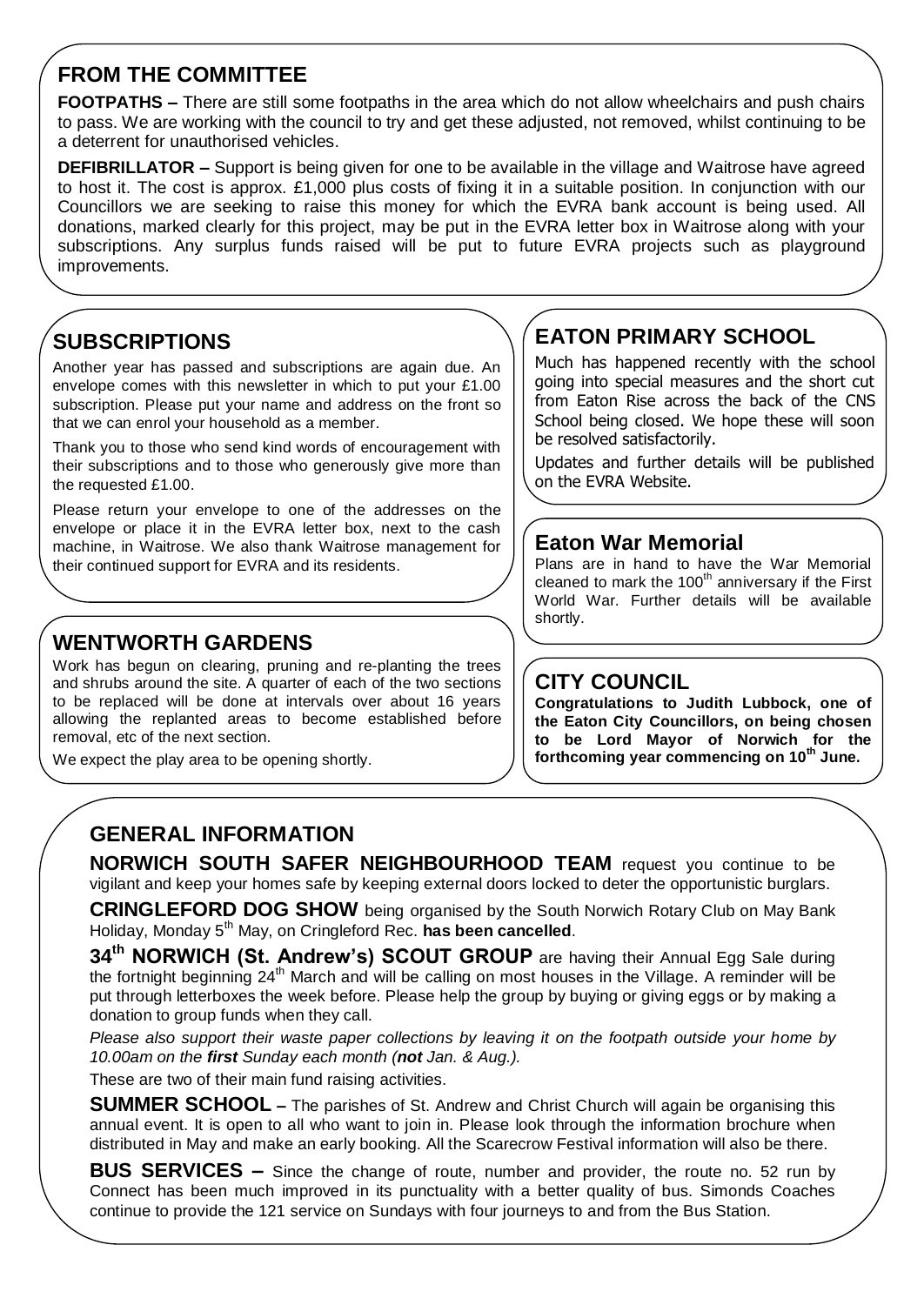## FROM THE COMMITTEE

**FOOTPATHS –** There are still some footpaths in the area which do not allow wheelchairs and push chairs to pass. We are working with the council to try and get these adjusted, not removed, whilst continuing to be a deterrent for unauthorised vehicles.

**DEFIBRILLATOR –** Support is being given for one to be available in the village and Waitrose have agreed to host it. The cost is approx. £1,000 plus costs of fixing it in a suitable position. In conjunction with our Councillors we are seeking to raise this money for which the EVRA bank account is being used. All donations, marked clearly for this project, may be put in the EVRA letter box in Waitrose along with your subscriptions. Any surplus funds raised will be put to future EVRA projects such as playground improvements.

## SUBSCRIPTIONS

Another year has passed and subscriptions are again due. An envelope comes with this newsletter in which to put your £1.00 subscription. Please put your name and address on the front so that we can enrol your household as a member.

Thank you to those who send kind words of encouragement with their subscriptions and to those who generously give more than the requested £1.00.

Please return your envelope to one of the addresses on the envelope or place it in the EVRA letter box, next to the cash machine, in Waitrose. We also thank Waitrose management for their continued support for EVRA and its residents.

## WENTWORTH GARDENS

Work has begun on clearing, pruning and re-planting the trees and shrubs around the site. A quarter of each of the two sections to be replaced will be done at intervals over about 16 years allowing the replanted areas to become established before removal, etc of the next section.

We expect the play area to be opening shortly.

## EATON PRIMARY SCHOOL

Much has happened recently with the school going into special measures and the short cut from Eaton Rise across the back of the CNS School being closed. We hope these will soon be resolved satisfactorily.

Updates and further details will be published on the EVRA Website.

## Eaton War Memorial

Plans are in hand to have the War Memorial cleaned to mark the 100th anniversary if the First World War. Further details will be available shortly.

## CITY COUNCIL

**Congratulations to Judith Lubbock, one of the Eaton City Councillors, on being chosen to be Lord Mayor of Norwich for the forthcoming year commencing on 10th June.**

## GENERAL INFORMATION

**NORWICH SOUTH SAFER NEIGHBOURHOOD TEAM** request you continue to be vigilant and keep your homes safe by keeping external doors locked to deter the opportunistic burglars.

**CRINGLEFORD DOG SHOW** being organised by the South Norwich Rotary Club on May Bank Holiday, Monday 5th May, on Cringleford Rec. **has been cancelled**.

**34th NORWICH (St. Andrew's) SCOUT GROUP** are having their Annual Egg Sale during the fortnight beginning 24th March and will be calling on most houses in the Village. A reminder will be put through letterboxes the week before. Please help the group by buying or giving eggs or by making a donation to group funds when they call.

*Please also support their waste paper collections by leaving it on the footpath outside your home by 10.00am on the **first** Sunday each month (**not** Jan. & Aug.).*

These are two of their main fund raising activities.

**SUMMER SCHOOL –** The parishes of St. Andrew and Christ Church will again be organising this annual event. It is open to all who want to join in. Please look through the information brochure when distributed in May and make an early booking. All the Scarecrow Festival information will also be there.

**BUS SERVICES –** Since the change of route, number and provider, the route no. 52 run by Connect has been much improved in its punctuality with a better quality of bus. Simonds Coaches continue to provide the 121 service on Sundays with four journeys to and from the Bus Station.